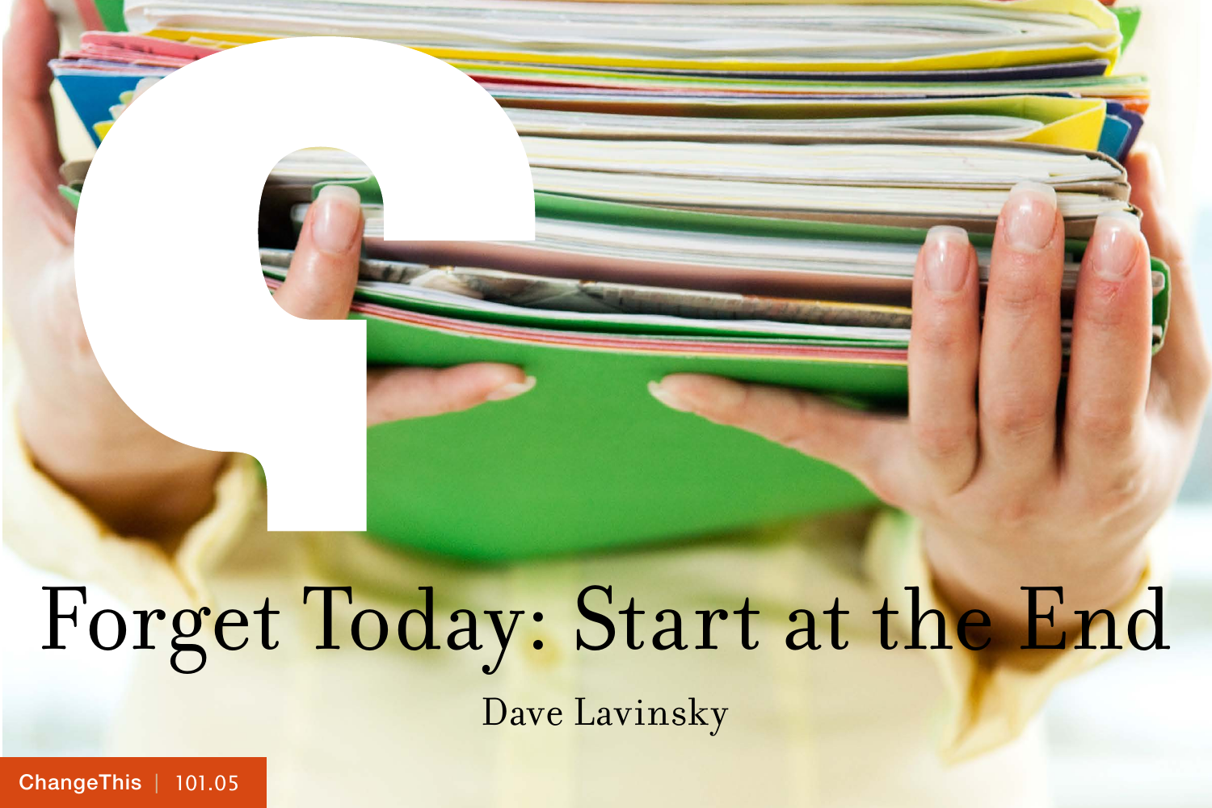# Forget Today: Start at the End

Dave Lavinsky

ChangeThis | 101.05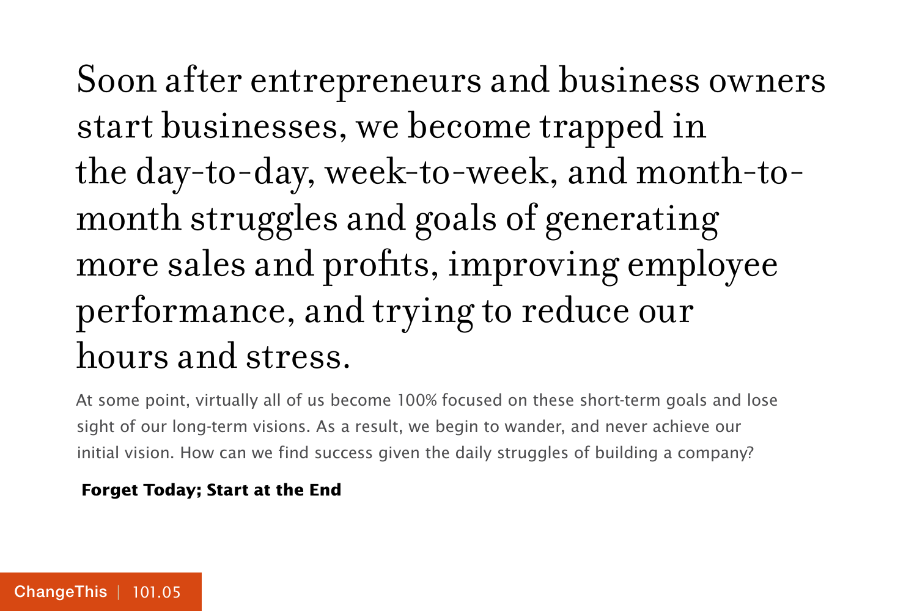Soon after entrepreneurs and business owners start businesses, we become trapped in the day-to-day, week-to-week, and month-to-month struggles and goals of generating more sales and profits, improving employee performance, and trying to reduce our hours and stress.

At some point, virtually all of us become 100% focused on these short-term goals and lose sight of our long-term visions. As a result, we begin to wander, and never achieve our initial vision. How can we find success given the daily struggles of building a company?

**Forget Today; Start at the End**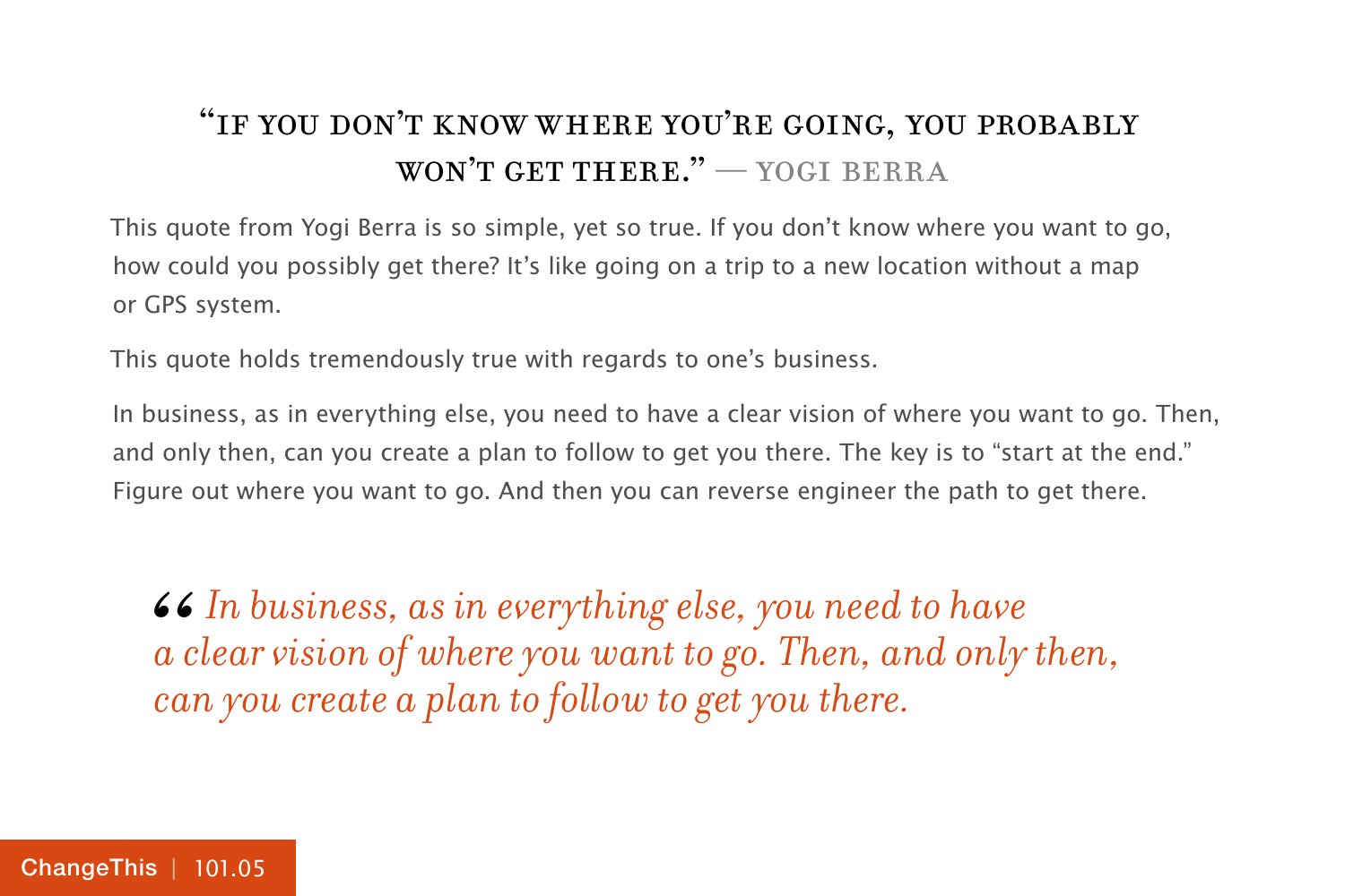## "If you don't know where you're going, you probably won't get there." — Yogi Berra

This quote from Yogi Berra is so simple, yet so true. If you don't know where you want to go, how could you possibly get there? It's like going on a trip to a new location without a map or GPS system.

This quote holds tremendously true with regards to one's business.

In business, as in everything else, you need to have a clear vision of where you want to go. Then, and only then, can you create a plan to follow to get you there. The key is to "start at the end." Figure out where you want to go. And then you can reverse engineer the path to get there.

> *" In business, as in everything else, you need to have a clear vision of where you want to go. Then, and only then, can you create a plan to follow to get you there.*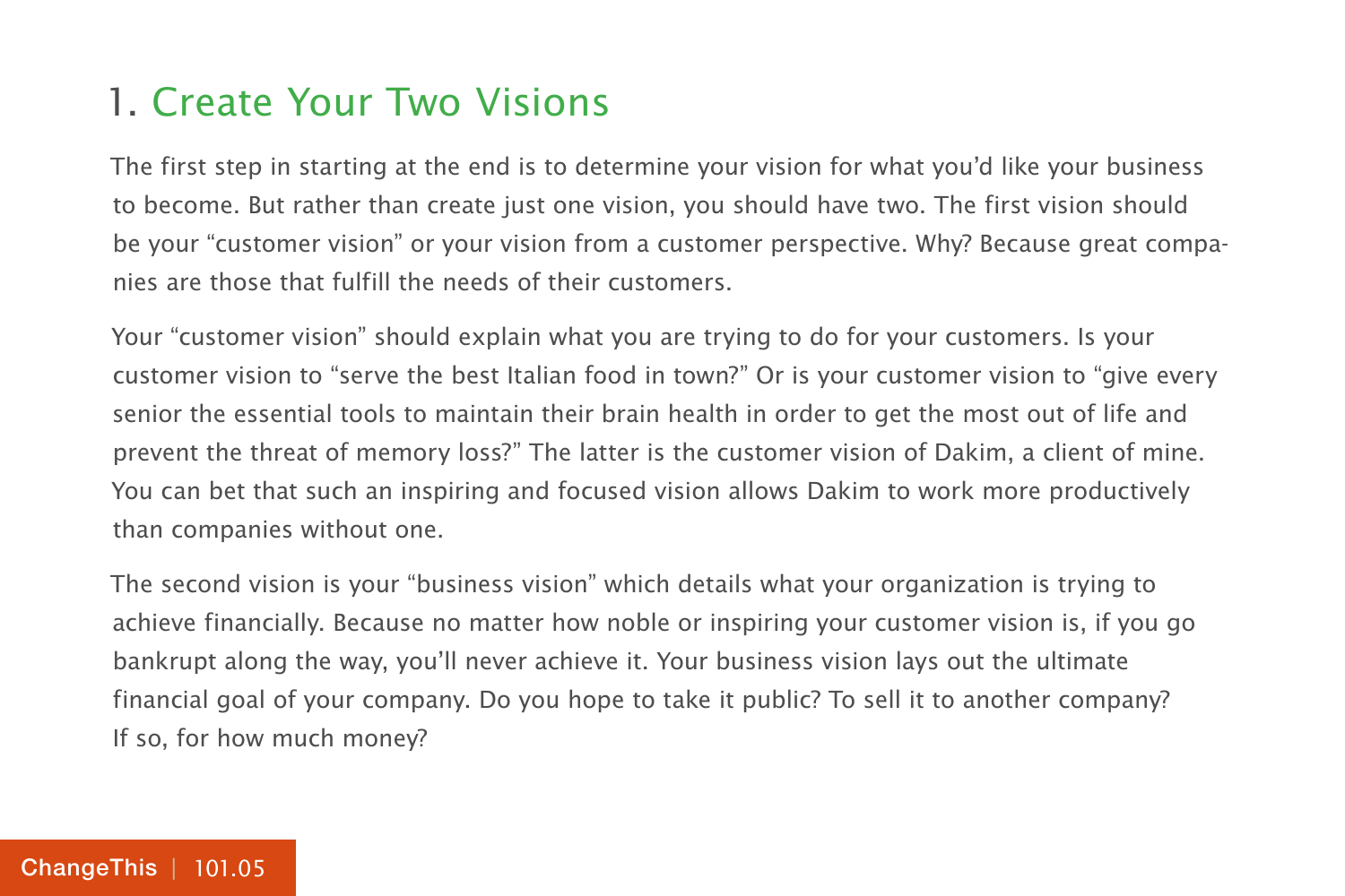## 1. Create Your Two Visions

The first step in starting at the end is to determine your vision for what you'd like your business to become. But rather than create just one vision, you should have two. The first vision should be your "customer vision" or your vision from a customer perspective. Why? Because great companies are those that fulfill the needs of their customers.

Your "customer vision" should explain what you are trying to do for your customers. Is your customer vision to "serve the best Italian food in town?" Or is your customer vision to "give every senior the essential tools to maintain their brain health in order to get the most out of life and prevent the threat of memory loss?" The latter is the customer vision of Dakim, a client of mine. You can bet that such an inspiring and focused vision allows Dakim to work more productively than companies without one.

The second vision is your "business vision" which details what your organization is trying to achieve financially. Because no matter how noble or inspiring your customer vision is, if you go bankrupt along the way, you'll never achieve it. Your business vision lays out the ultimate financial goal of your company. Do you hope to take it public? To sell it to another company? If so, for how much money?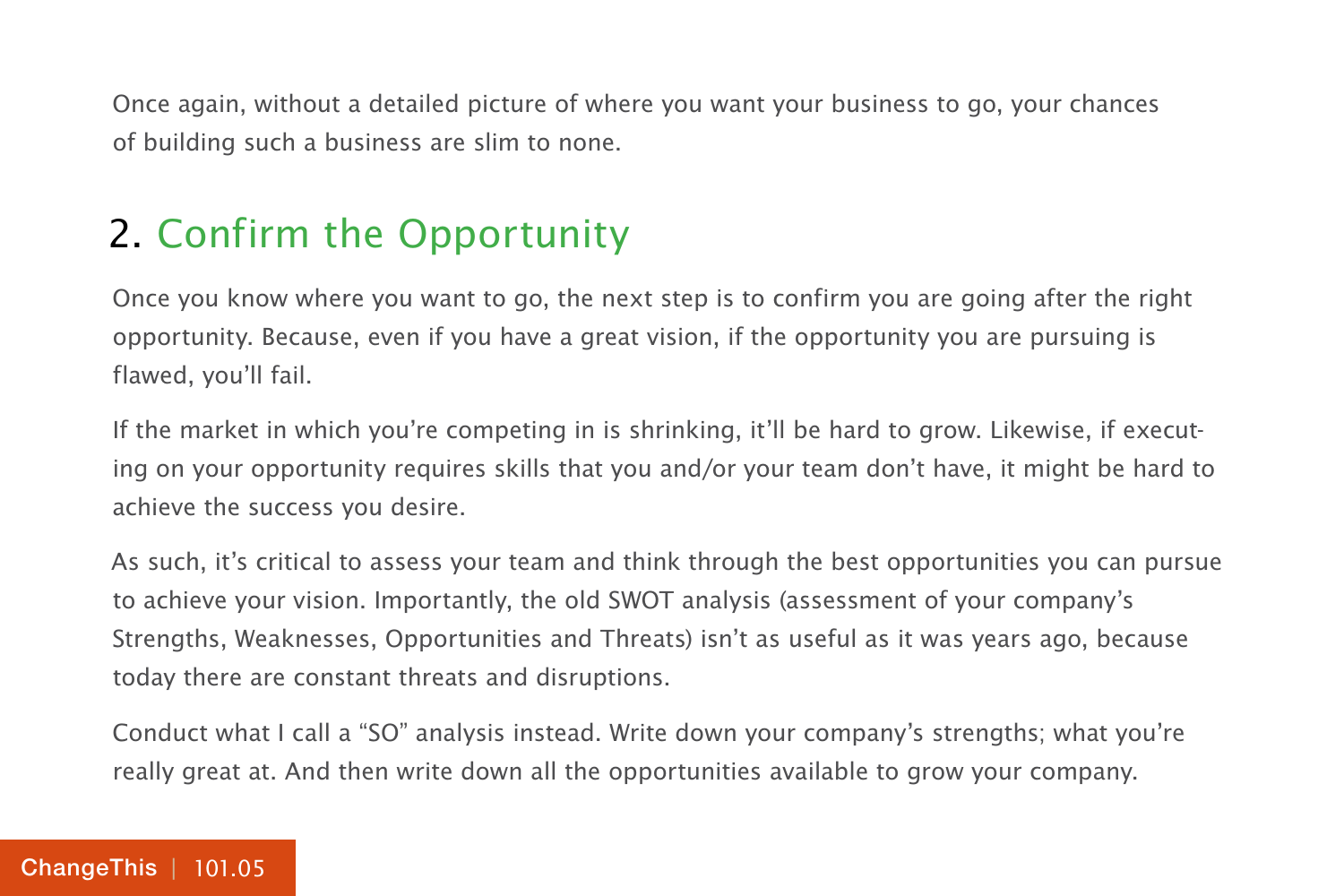Once again, without a detailed picture of where you want your business to go, your chances of building such a business are slim to none.

## 2. Confirm the Opportunity

Once you know where you want to go, the next step is to confirm you are going after the right opportunity. Because, even if you have a great vision, if the opportunity you are pursuing is flawed, you'll fail.

If the market in which you're competing in is shrinking, it'll be hard to grow. Likewise, if executing on your opportunity requires skills that you and/or your team don't have, it might be hard to achieve the success you desire.

As such, it's critical to assess your team and think through the best opportunities you can pursue to achieve your vision. Importantly, the old SWOT analysis (assessment of your company's Strengths, Weaknesses, Opportunities and Threats) isn't as useful as it was years ago, because today there are constant threats and disruptions.

Conduct what I call a "SO" analysis instead. Write down your company's strengths; what you're really great at. And then write down all the opportunities available to grow your company.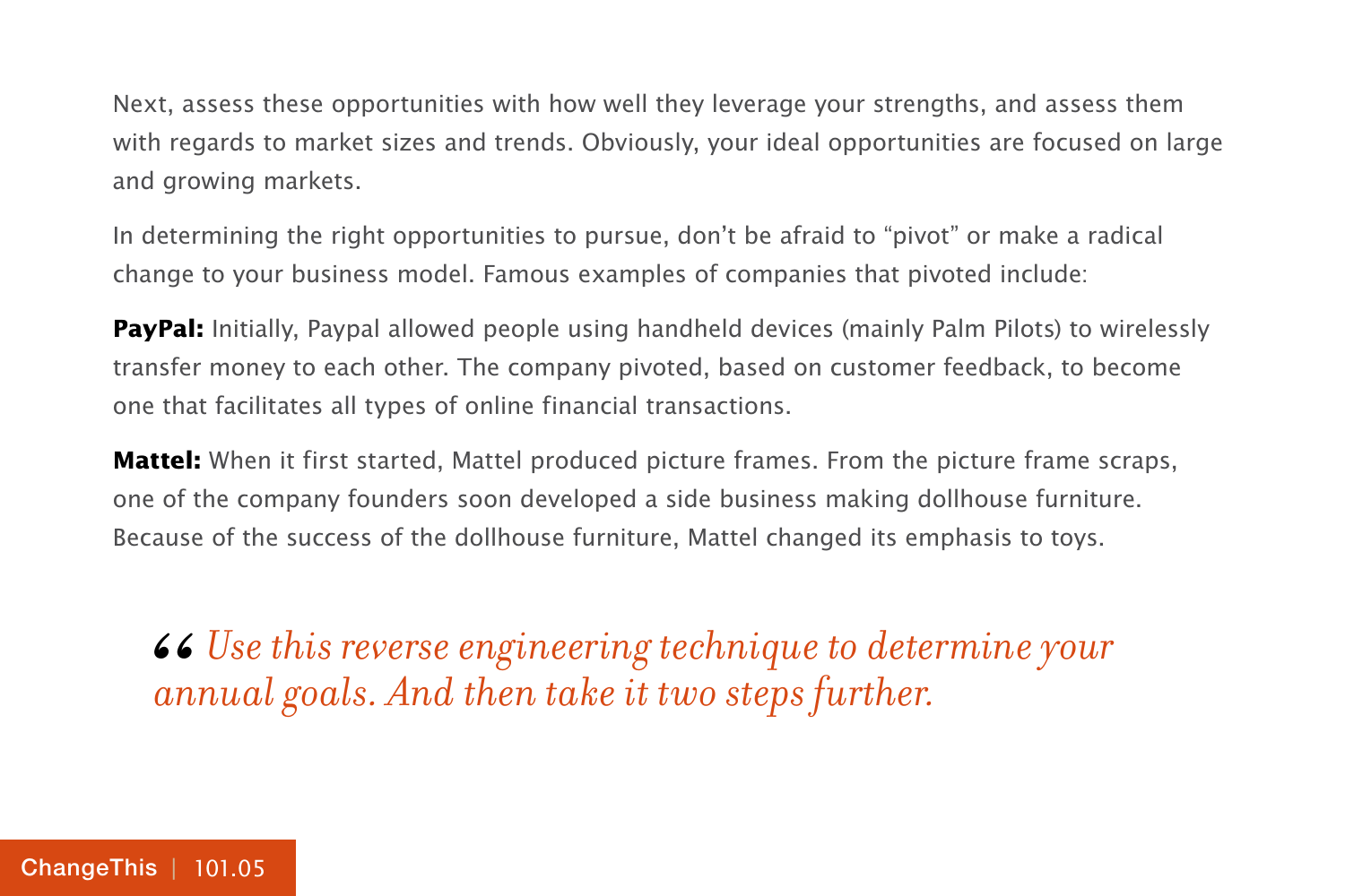Next, assess these opportunities with how well they leverage your strengths, and assess them with regards to market sizes and trends. Obviously, your ideal opportunities are focused on large and growing markets.

In determining the right opportunities to pursue, don't be afraid to "pivot" or make a radical change to your business model. Famous examples of companies that pivoted include:

**PayPal:** Initially, Paypal allowed people using handheld devices (mainly Palm Pilots) to wirelessly transfer money to each other. The company pivoted, based on customer feedback, to become one that facilitates all types of online financial transactions.

**Mattel:** When it first started, Mattel produced picture frames. From the picture frame scraps, one of the company founders soon developed a side business making dollhouse furniture. Because of the success of the dollhouse furniture, Mattel changed its emphasis to toys.

> *Use this reverse engineering technique to determine your annual goals. And then take it two steps further.*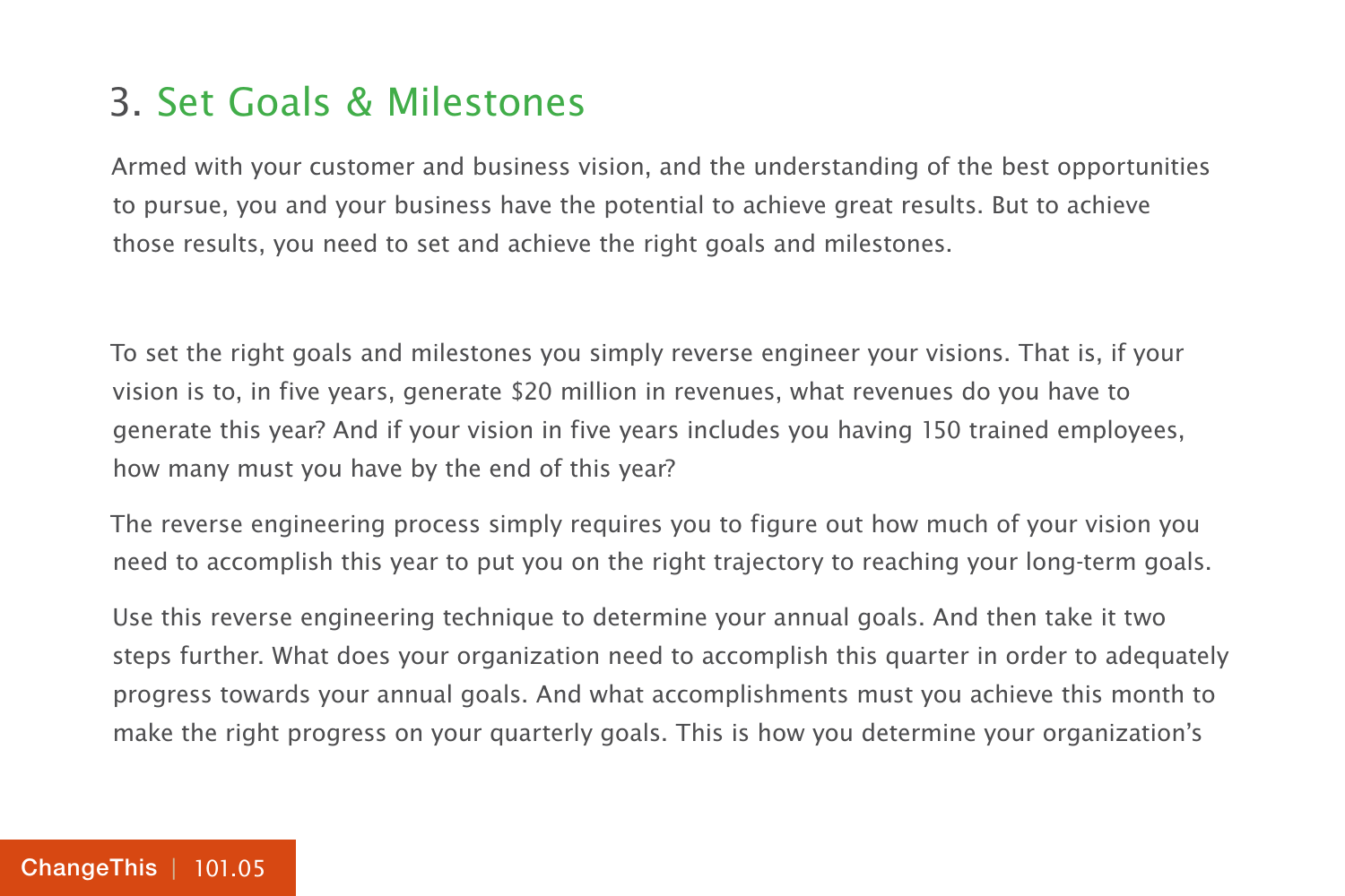## 3. Set Goals & Milestones

Armed with your customer and business vision, and the understanding of the best opportunities to pursue, you and your business have the potential to achieve great results. But to achieve those results, you need to set and achieve the right goals and milestones.

To set the right goals and milestones you simply reverse engineer your visions. That is, if your vision is to, in five years, generate $20 million in revenues, what revenues do you have to generate this year? And if your vision in five years includes you having 150 trained employees, how many must you have by the end of this year?

The reverse engineering process simply requires you to figure out how much of your vision you need to accomplish this year to put you on the right trajectory to reaching your long-term goals.

Use this reverse engineering technique to determine your annual goals. And then take it two steps further. What does your organization need to accomplish this quarter in order to adequately progress towards your annual goals. And what accomplishments must you achieve this month to make the right progress on your quarterly goals. This is how you determine your organization's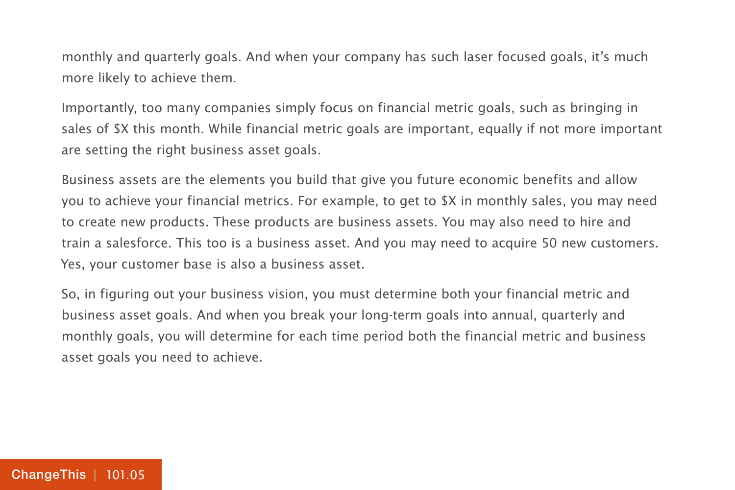monthly and quarterly goals. And when your company has such laser focused goals, it's much more likely to achieve them.

Importantly, too many companies simply focus on financial metric goals, such as bringing in sales of $X this month. While financial metric goals are important, equally if not more important are setting the right business asset goals.

Business assets are the elements you build that give you future economic benefits and allow you to achieve your financial metrics. For example, to get to $X in monthly sales, you may need to create new products. These products are business assets. You may also need to hire and train a salesforce. This too is a business asset. And you may need to acquire 50 new customers. Yes, your customer base is also a business asset.

So, in figuring out your business vision, you must determine both your financial metric and business asset goals. And when you break your long-term goals into annual, quarterly and monthly goals, you will determine for each time period both the financial metric and business asset goals you need to achieve.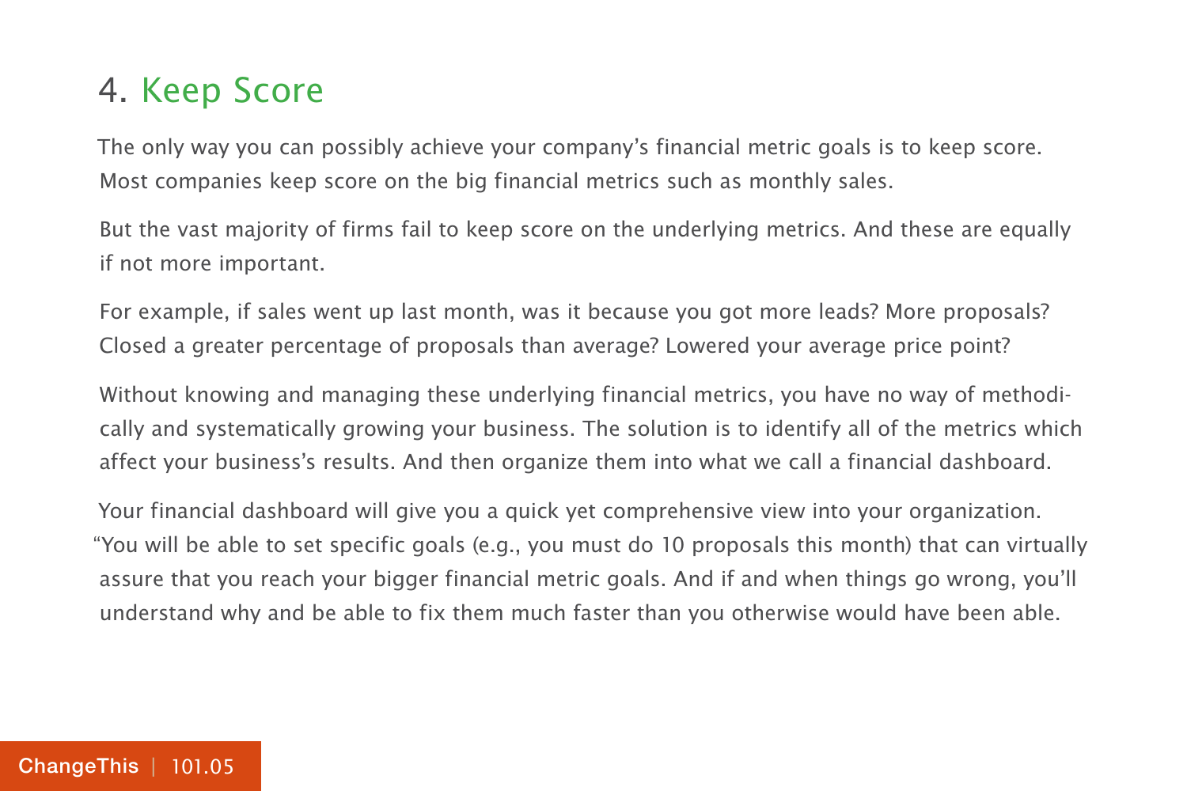## 4. Keep Score

The only way you can possibly achieve your company's financial metric goals is to keep score. Most companies keep score on the big financial metrics such as monthly sales.

But the vast majority of firms fail to keep score on the underlying metrics. And these are equally if not more important.

For example, if sales went up last month, was it because you got more leads? More proposals? Closed a greater percentage of proposals than average? Lowered your average price point?

Without knowing and managing these underlying financial metrics, you have no way of methodically and systematically growing your business. The solution is to identify all of the metrics which affect your business's results. And then organize them into what we call a financial dashboard.

Your financial dashboard will give you a quick yet comprehensive view into your organization. "You will be able to set specific goals (e.g., you must do 10 proposals this month) that can virtually assure that you reach your bigger financial metric goals. And if and when things go wrong, you'll understand why and be able to fix them much faster than you otherwise would have been able.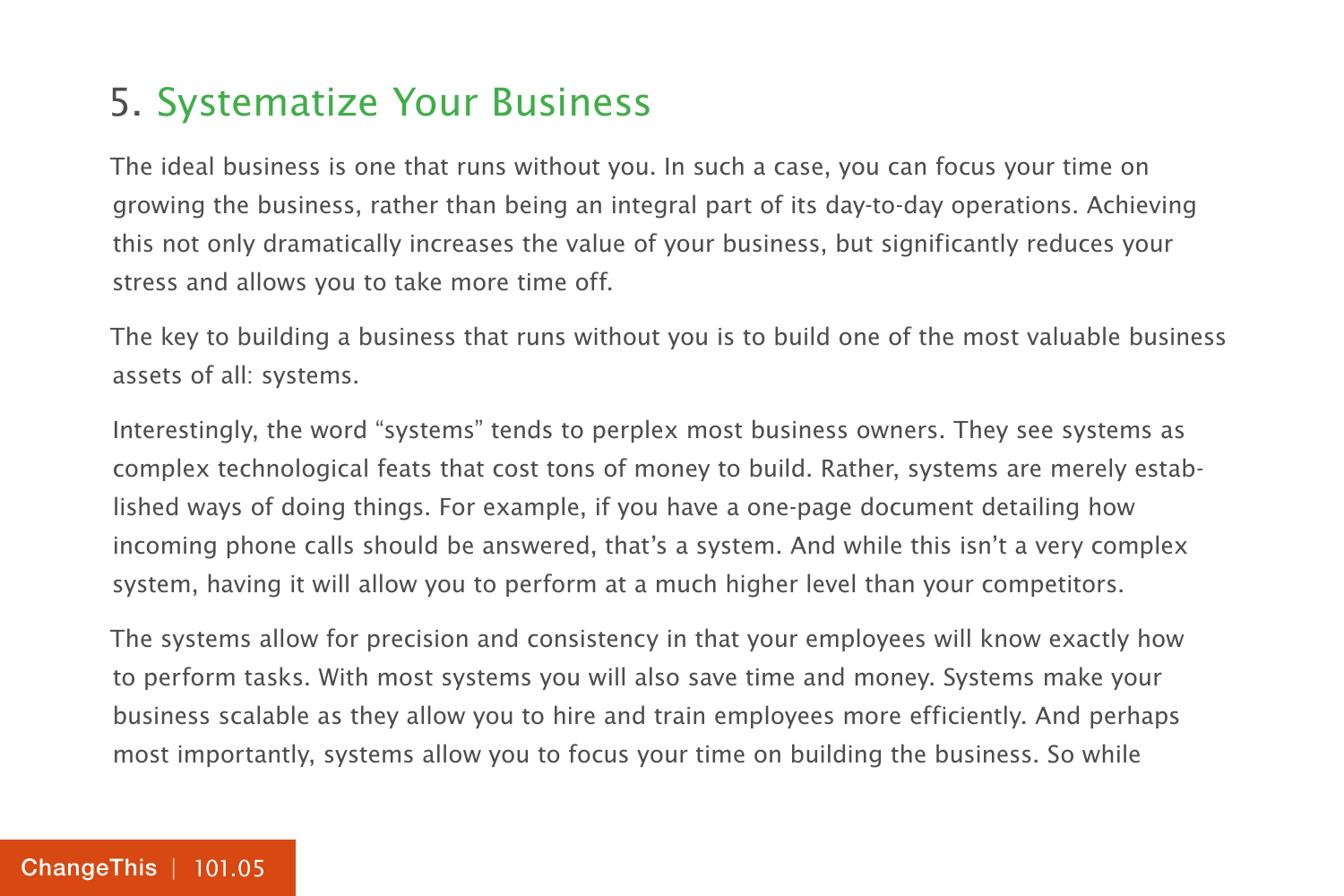## 5. Systematize Your Business

The ideal business is one that runs without you. In such a case, you can focus your time on growing the business, rather than being an integral part of its day-to-day operations. Achieving this not only dramatically increases the value of your business, but significantly reduces your stress and allows you to take more time off.

The key to building a business that runs without you is to build one of the most valuable business assets of all: systems.

Interestingly, the word "systems" tends to perplex most business owners. They see systems as complex technological feats that cost tons of money to build. Rather, systems are merely established ways of doing things. For example, if you have a one-page document detailing how incoming phone calls should be answered, that's a system. And while this isn't a very complex system, having it will allow you to perform at a much higher level than your competitors.

The systems allow for precision and consistency in that your employees will know exactly how to perform tasks. With most systems you will also save time and money. Systems make your business scalable as they allow you to hire and train employees more efficiently. And perhaps most importantly, systems allow you to focus your time on building the business. So while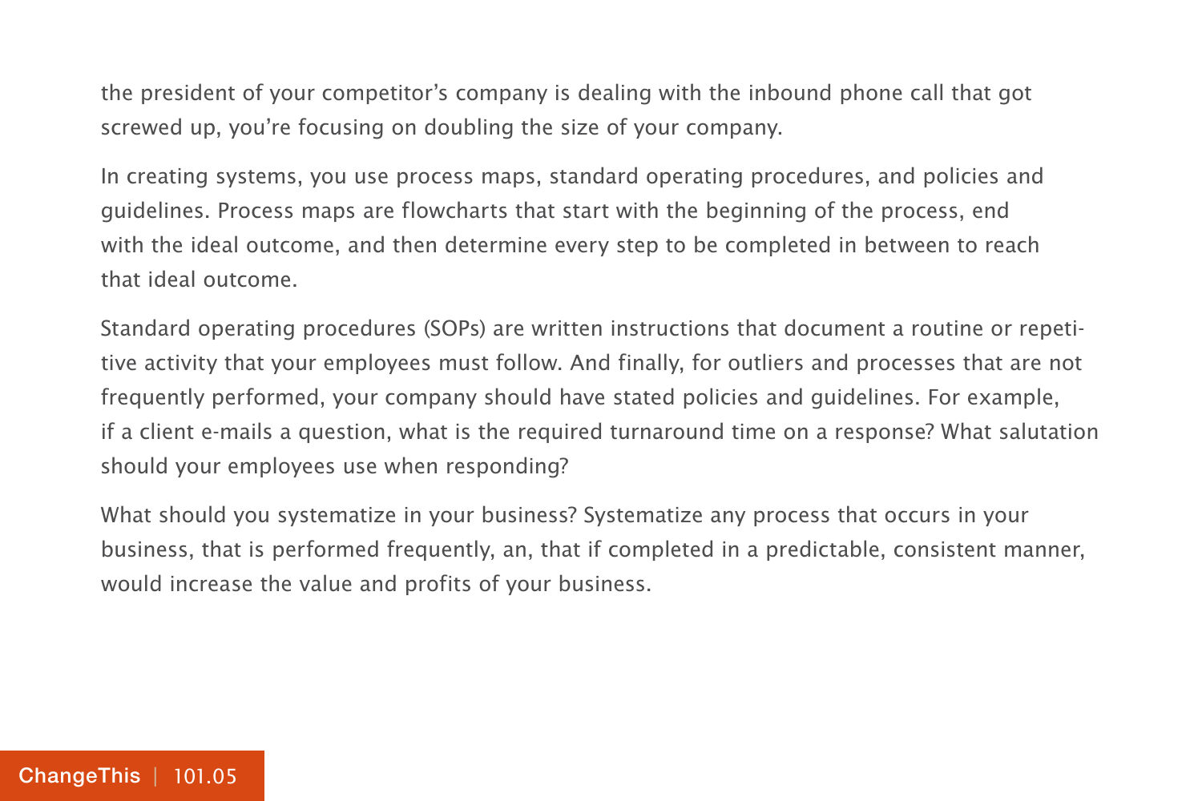the president of your competitor's company is dealing with the inbound phone call that got screwed up, you're focusing on doubling the size of your company.

In creating systems, you use process maps, standard operating procedures, and policies and guidelines. Process maps are flowcharts that start with the beginning of the process, end with the ideal outcome, and then determine every step to be completed in between to reach that ideal outcome.

Standard operating procedures (SOPs) are written instructions that document a routine or repetitive activity that your employees must follow. And finally, for outliers and processes that are not frequently performed, your company should have stated policies and guidelines. For example, if a client e-mails a question, what is the required turnaround time on a response? What salutation should your employees use when responding?

What should you systematize in your business? Systematize any process that occurs in your business, that is performed frequently, an, that if completed in a predictable, consistent manner, would increase the value and profits of your business.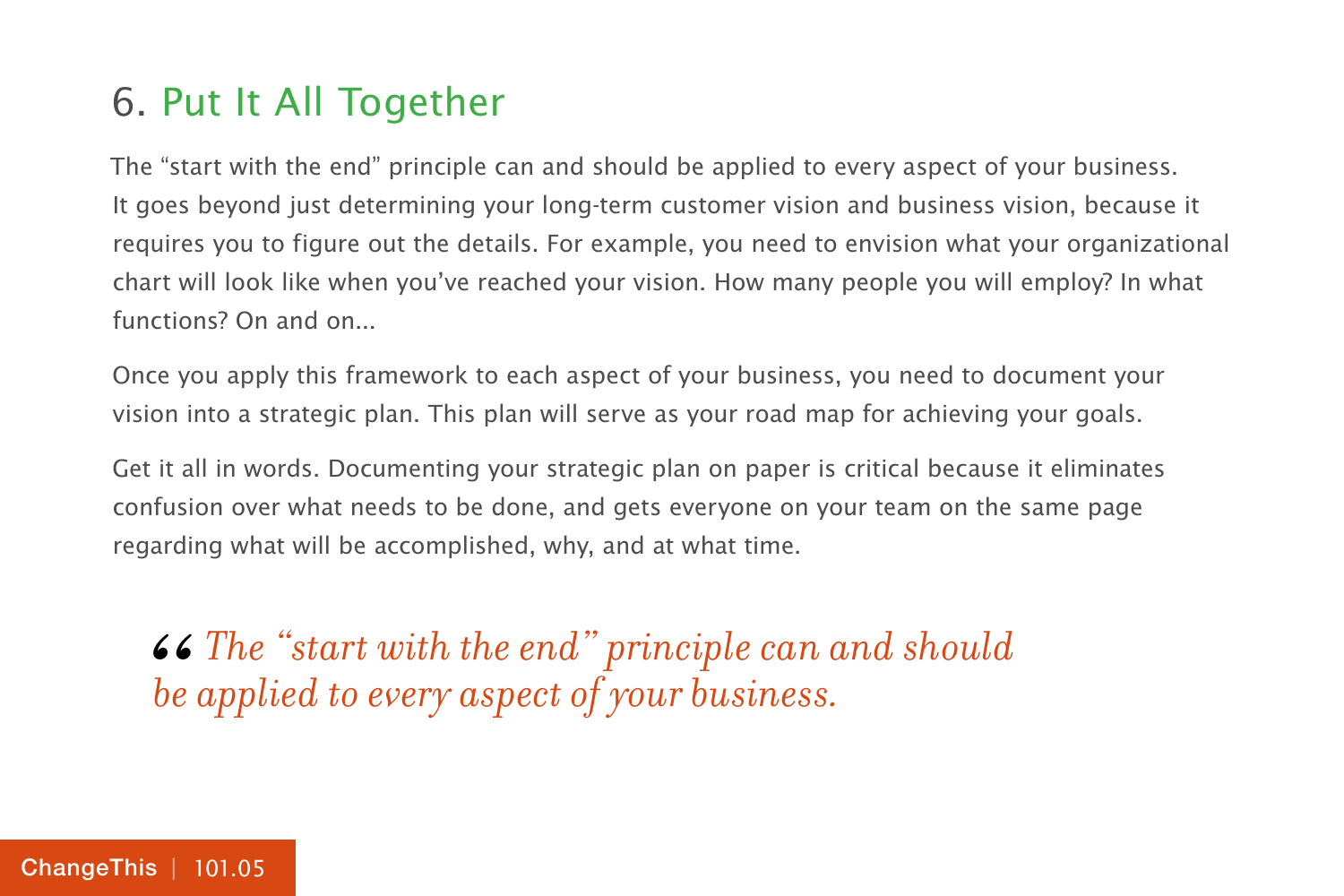## 6. Put It All Together

The “start with the end” principle can and should be applied to every aspect of your business. It goes beyond just determining your long-term customer vision and business vision, because it requires you to figure out the details. For example, you need to envision what your organizational chart will look like when you’ve reached your vision. How many people you will employ? In what functions? On and on...

Once you apply this framework to each aspect of your business, you need to document your vision into a strategic plan. This plan will serve as your road map for achieving your goals.

Get it all in words. Documenting your strategic plan on paper is critical because it eliminates confusion over what needs to be done, and gets everyone on your team on the same page regarding what will be accomplished, why, and at what time.

> *“The “start with the end” principle can and should be applied to every aspect of your business.*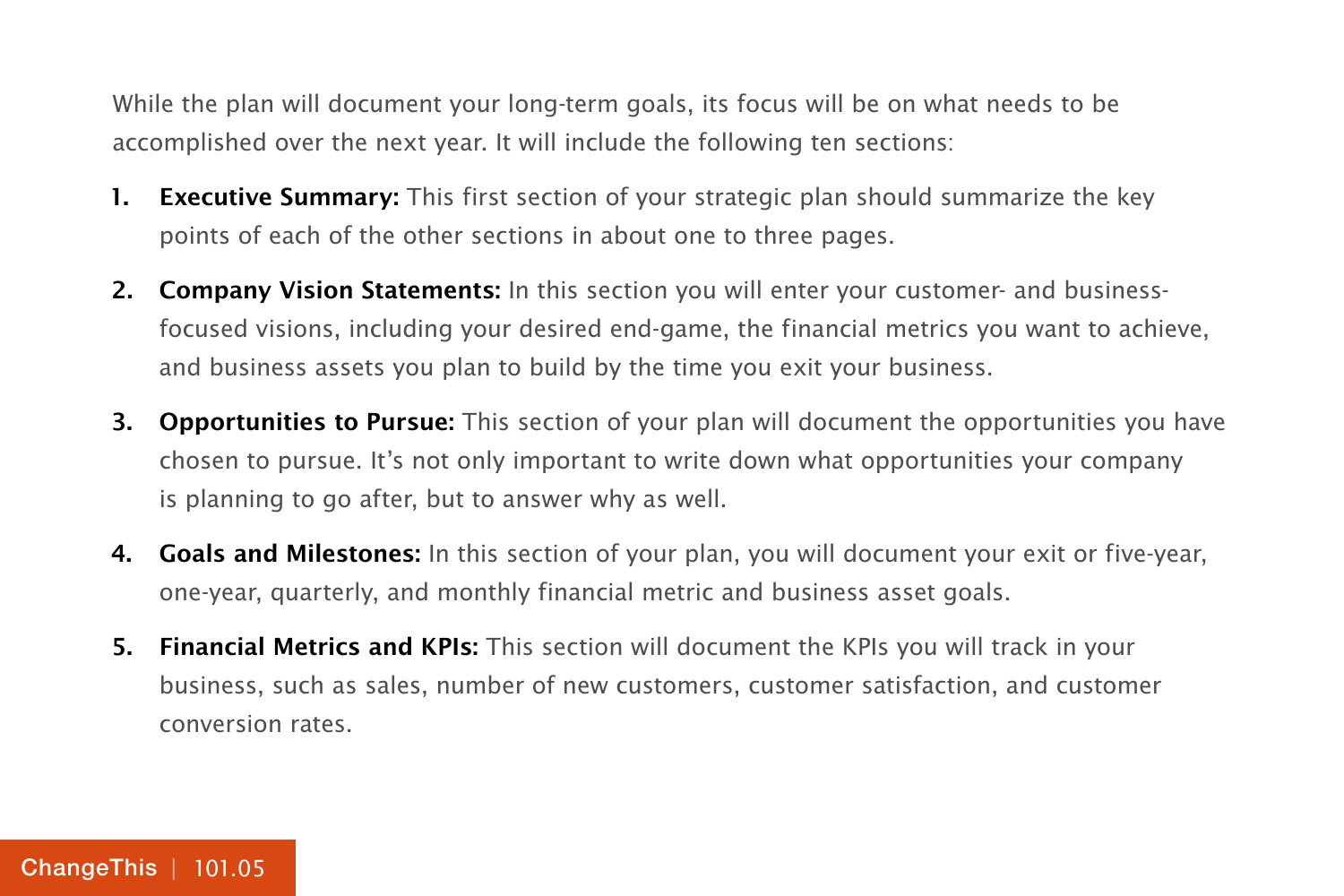While the plan will document your long-term goals, its focus will be on what needs to be accomplished over the next year. It will include the following ten sections:

1. **Executive Summary:** This first section of your strategic plan should summarize the key points of each of the other sections in about one to three pages.
2. **Company Vision Statements:** In this section you will enter your customer- and business-focused visions, including your desired end-game, the financial metrics you want to achieve, and business assets you plan to build by the time you exit your business.
3. **Opportunities to Pursue:** This section of your plan will document the opportunities you have chosen to pursue. It's not only important to write down what opportunities your company is planning to go after, but to answer why as well.
4. **Goals and Milestones:** In this section of your plan, you will document your exit or five-year, one-year, quarterly, and monthly financial metric and business asset goals.
5. **Financial Metrics and KPIs:** This section will document the KPIs you will track in your business, such as sales, number of new customers, customer satisfaction, and customer conversion rates.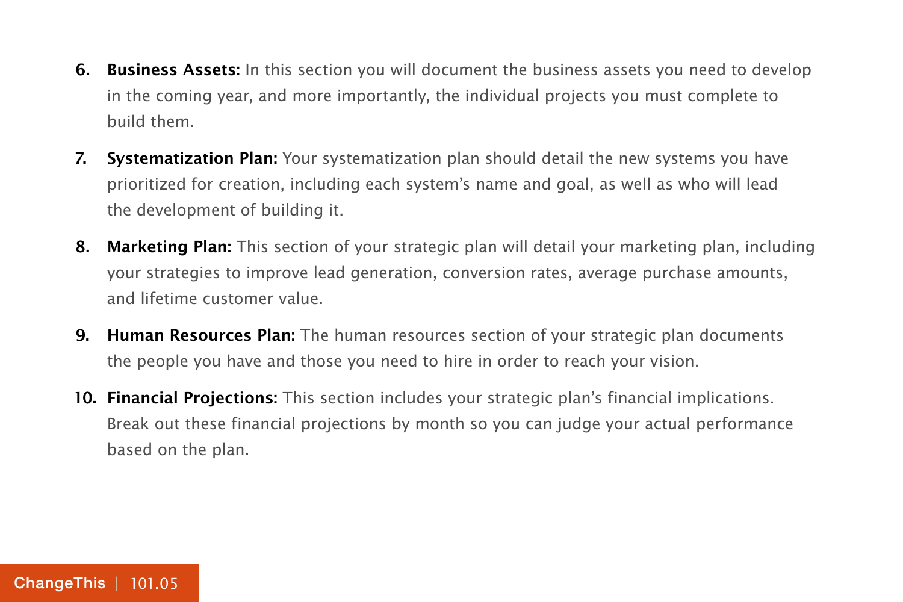6. **Business Assets:** In this section you will document the business assets you need to develop in the coming year, and more importantly, the individual projects you must complete to build them.
7. **Systematization Plan:** Your systematization plan should detail the new systems you have prioritized for creation, including each system's name and goal, as well as who will lead the development of building it.
8. **Marketing Plan:** This section of your strategic plan will detail your marketing plan, including your strategies to improve lead generation, conversion rates, average purchase amounts, and lifetime customer value.
9. **Human Resources Plan:** The human resources section of your strategic plan documents the people you have and those you need to hire in order to reach your vision.
10. **Financial Projections:** This section includes your strategic plan's financial implications. Break out these financial projections by month so you can judge your actual performance based on the plan.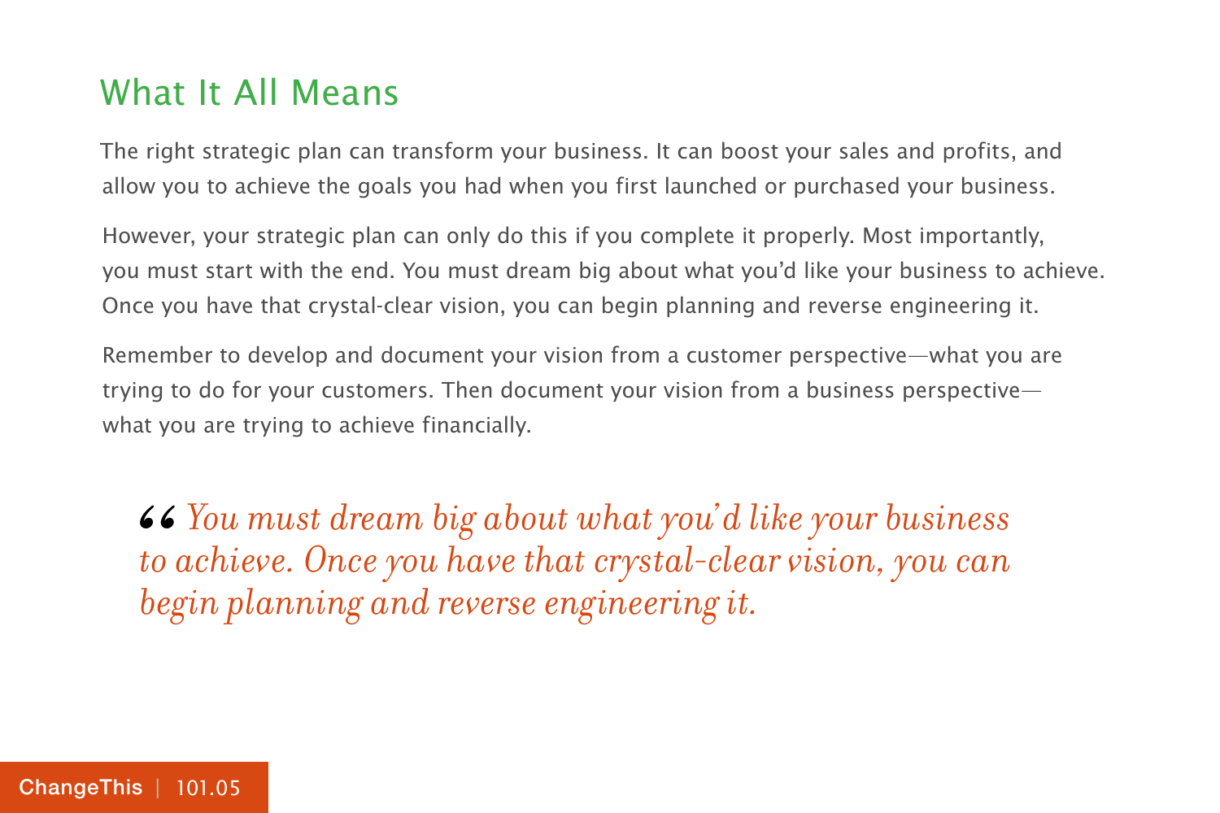## What It All Means

The right strategic plan can transform your business. It can boost your sales and profits, and allow you to achieve the goals you had when you first launched or purchased your business.

However, your strategic plan can only do this if you complete it properly. Most importantly, you must start with the end. You must dream big about what you'd like your business to achieve. Once you have that crystal-clear vision, you can begin planning and reverse engineering it.

Remember to develop and document your vision from a customer perspective—what you are trying to do for your customers. Then document your vision from a business perspective—what you are trying to achieve financially.

> *“You must dream big about what you'd like your business to achieve. Once you have that crystal-clear vision, you can begin planning and reverse engineering it.*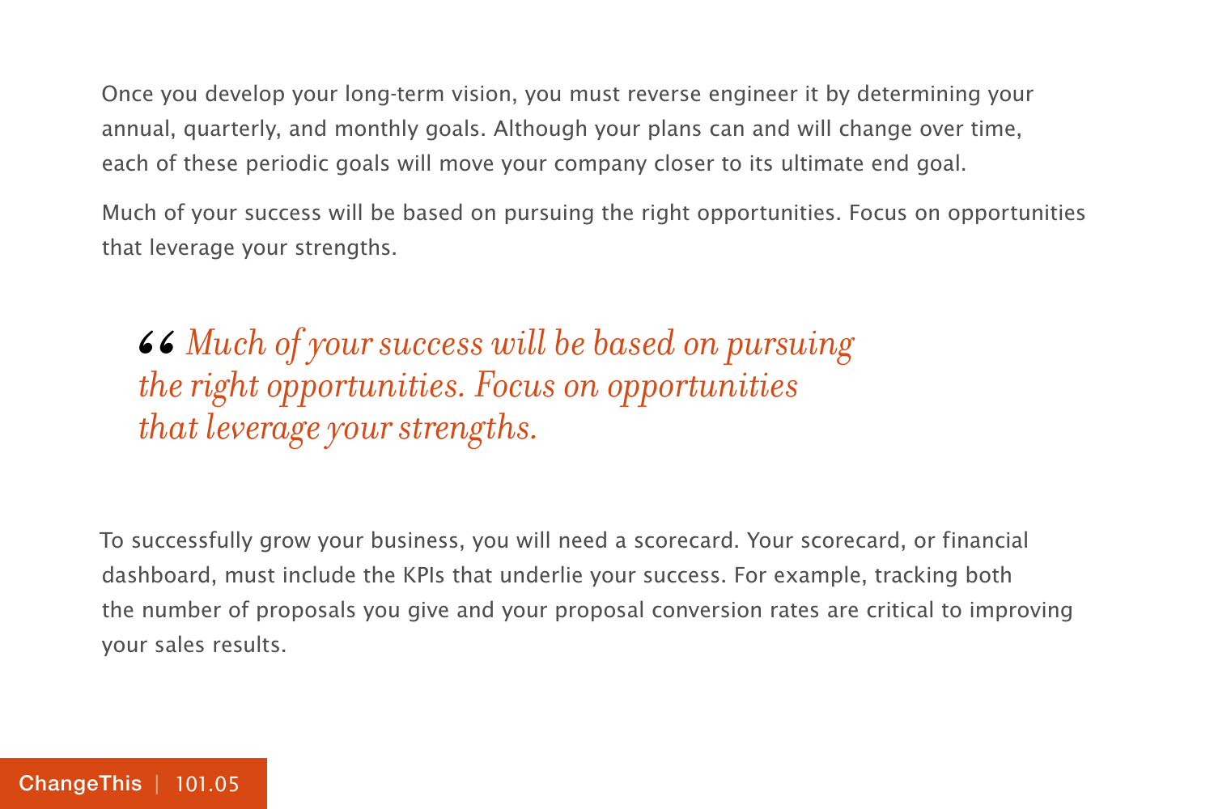Once you develop your long-term vision, you must reverse engineer it by determining your annual, quarterly, and monthly goals. Although your plans can and will change over time, each of these periodic goals will move your company closer to its ultimate end goal.

Much of your success will be based on pursuing the right opportunities. Focus on opportunities that leverage your strengths.

> *“Much of your success will be based on pursuing the right opportunities. Focus on opportunities that leverage your strengths.*

To successfully grow your business, you will need a scorecard. Your scorecard, or financial dashboard, must include the KPIs that underlie your success. For example, tracking both the number of proposals you give and your proposal conversion rates are critical to improving your sales results.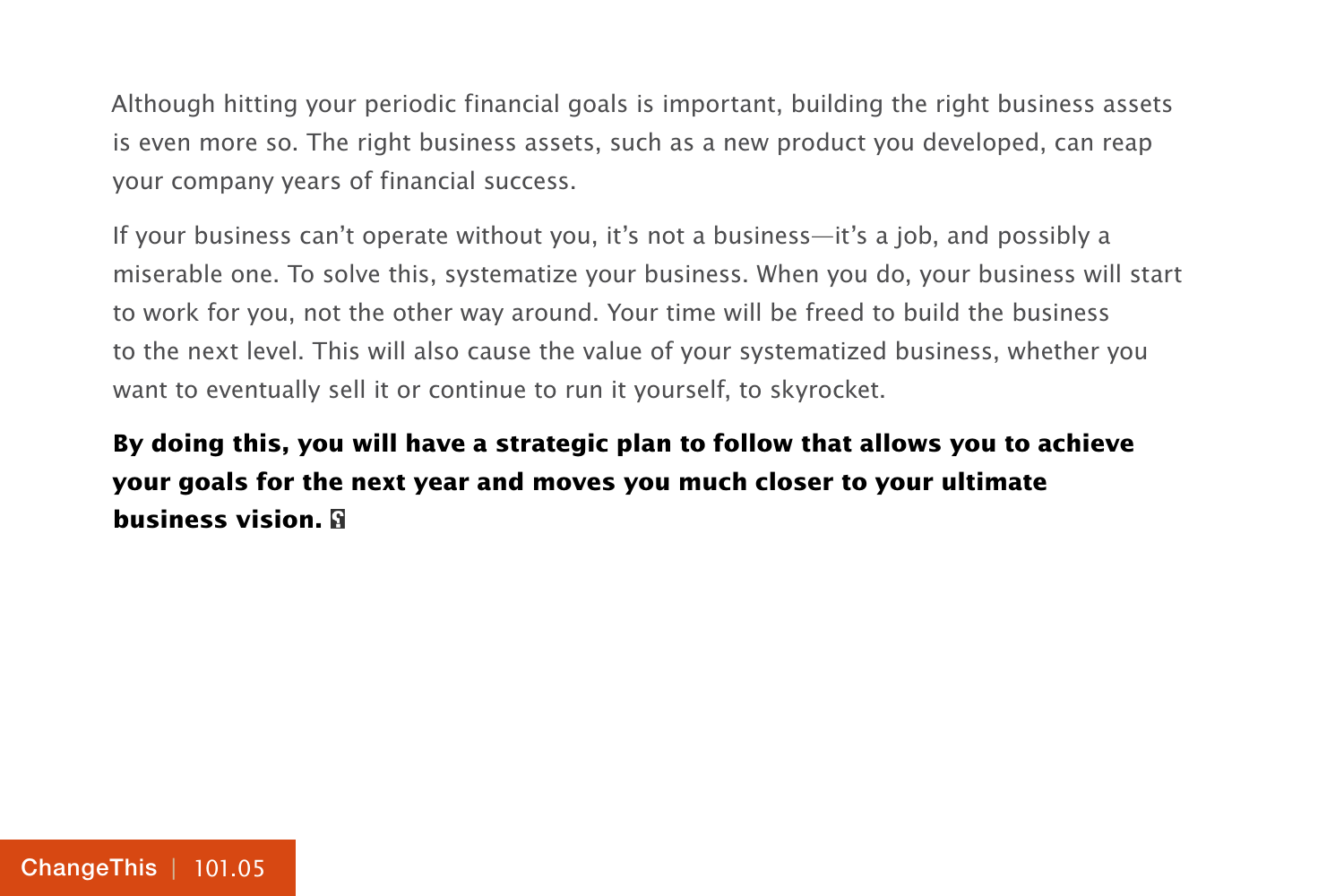Although hitting your periodic financial goals is important, building the right business assets is even more so. The right business assets, such as a new product you developed, can reap your company years of financial success.

If your business can't operate without you, it's not a business—it's a job, and possibly a miserable one. To solve this, systematize your business. When you do, your business will start to work for you, not the other way around. Your time will be freed to build the business to the next level. This will also cause the value of your systematized business, whether you want to eventually sell it or continue to run it yourself, to skyrocket.

**By doing this, you will have a strategic plan to follow that allows you to achieve your goals for the next year and moves you much closer to your ultimate business vision.**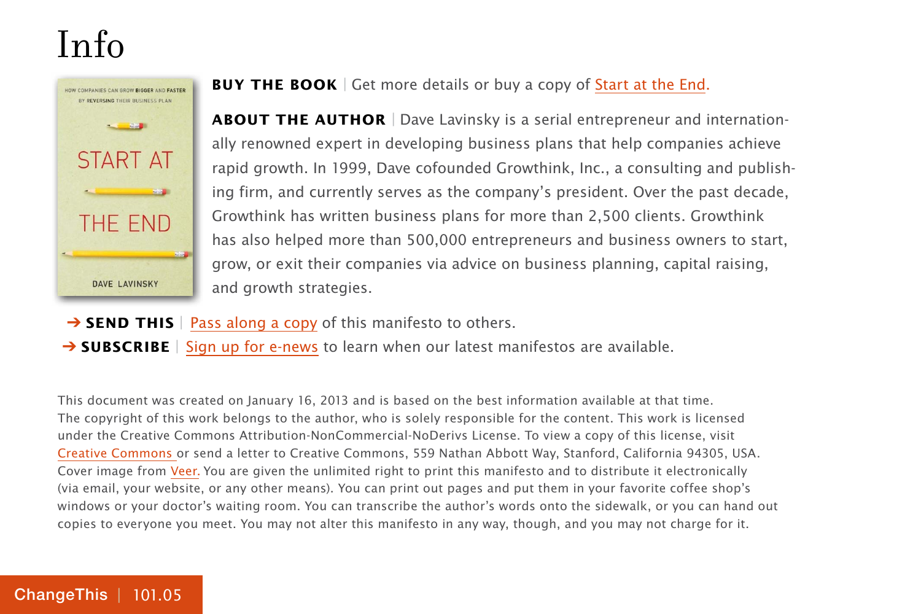# Info

**BUY THE BOOK** | Get more details or buy a copy of Start at the End.

**ABOUT THE AUTHOR** | Dave Lavinsky is a serial entrepreneur and internationally renowned expert in developing business plans that help companies achieve rapid growth. In 1999, Dave cofounded Growthink, Inc., a consulting and publishing firm, and currently serves as the company's president. Over the past decade, Growthink has written business plans for more than 2,500 clients. Growthink has also helped more than 500,000 entrepreneurs and business owners to start, grow, or exit their companies via advice on business planning, capital raising, and growth strategies.

➔ **SEND THIS** | Pass along a copy of this manifesto to others.

➔ **SUBSCRIBE** | Sign up for e-news to learn when our latest manifestos are available.

This document was created on January 16, 2013 and is based on the best information available at that time. The copyright of this work belongs to the author, who is solely responsible for the content. This work is licensed under the Creative Commons Attribution-NonCommercial-NoDerivs License. To view a copy of this license, visit Creative Commons or send a letter to Creative Commons, 559 Nathan Abbott Way, Stanford, California 94305, USA. Cover image from Veer. You are given the unlimited right to print this manifesto and to distribute it electronically (via email, your website, or any other means). You can print out pages and put them in your favorite coffee shop's windows or your doctor's waiting room. You can transcribe the author's words onto the sidewalk, or you can hand out copies to everyone you meet. You may not alter this manifesto in any way, though, and you may not charge for it.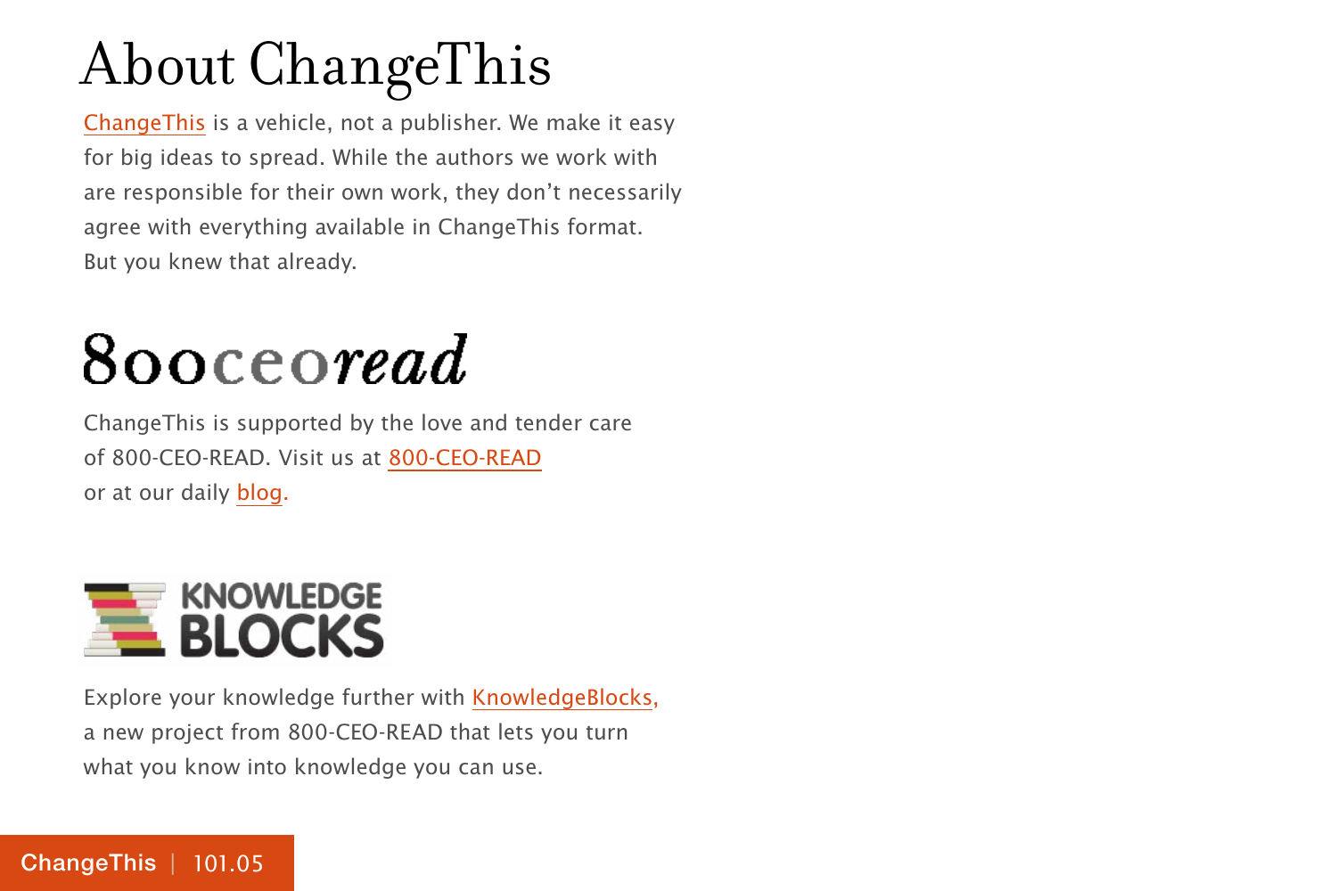# About ChangeThis

ChangeThis is a vehicle, not a publisher. We make it easy for big ideas to spread. While the authors we work with are responsible for their own work, they don't necessarily agree with everything available in ChangeThis format. But you knew that already.

800ceoread

ChangeThis is supported by the love and tender care of 800-CEO-READ. Visit us at 800-CEO-READ or at our daily blog.

KNOWLEDGE BLOCKS

Explore your knowledge further with KnowledgeBlocks, a new project from 800-CEO-READ that lets you turn what you know into knowledge you can use.